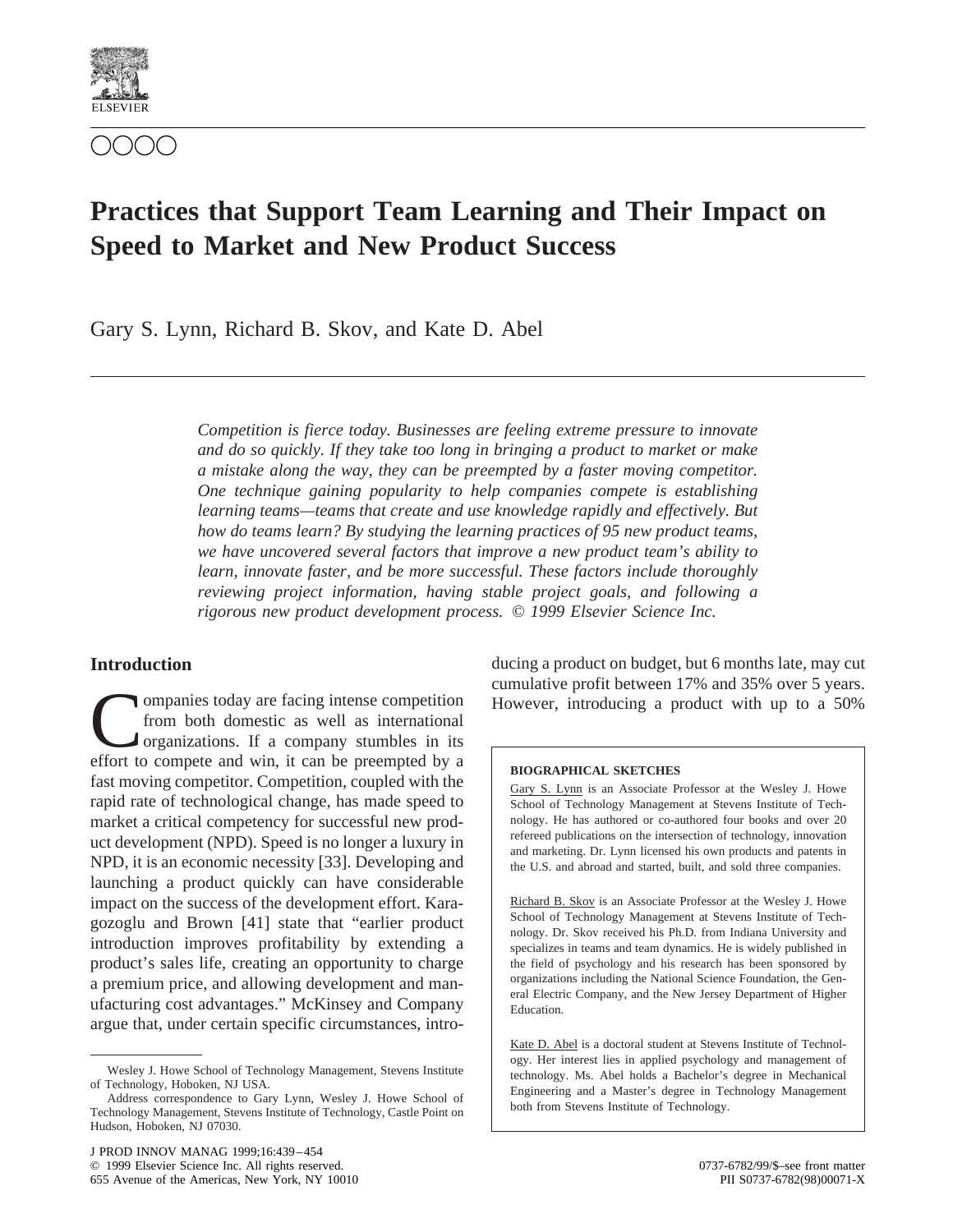# Practices that Support Team Learning and Their Impact on Speed to Market and New Product Success

Gary S. Lynn, Richard B. Skov, and Kate D. Abel

*Competition is fierce today. Businesses are feeling extreme pressure to innovate and do so quickly. If they take too long in bringing a product to market or make a mistake along the way, they can be preempted by a faster moving competitor. One technique gaining popularity to help companies compete is establishing learning teams—teams that create and use knowledge rapidly and effectively. But how do teams learn? By studying the learning practices of 95 new product teams, we have uncovered several factors that improve a new product team's ability to learn, innovate faster, and be more successful. These factors include thoroughly reviewing project information, having stable project goals, and following a rigorous new product development process. © 1999 Elsevier Science Inc.*

## Introduction

Companies today are facing intense competition from both domestic as well as international organizations. If a company stumbles in its effort to compete and win, it can be preempted by a fast moving competitor. Competition, coupled with the rapid rate of technological change, has made speed to market a critical competency for successful new product development (NPD). Speed is no longer a luxury in NPD, it is an economic necessity [33]. Developing and launching a product quickly can have considerable impact on the success of the development effort. Karagozoglu and Brown [41] state that "earlier product introduction improves profitability by extending a product's sales life, creating an opportunity to charge a premium price, and allowing development and manufacturing cost advantages." McKinsey and Company argue that, under certain specific circumstances, introducing a product on budget, but 6 months late, may cut cumulative profit between 17% and 35% over 5 years. However, introducing a product with up to a 50%

**BIOGRAPHICAL SKETCHES**

Gary S. Lynn is an Associate Professor at the Wesley J. Howe School of Technology Management at Stevens Institute of Technology. He has authored or co-authored four books and over 20 refereed publications on the intersection of technology, innovation and marketing. Dr. Lynn licensed his own products and patents in the U.S. and abroad and started, built, and sold three companies.

Richard B. Skov is an Associate Professor at the Wesley J. Howe School of Technology Management at Stevens Institute of Technology. Dr. Skov received his Ph.D. from Indiana University and specializes in teams and team dynamics. He is widely published in the field of psychology and his research has been sponsored by organizations including the National Science Foundation, the General Electric Company, and the New Jersey Department of Higher Education.

Kate D. Abel is a doctoral student at Stevens Institute of Technology. Her interest lies in applied psychology and management of technology. Ms. Abel holds a Bachelor's degree in Mechanical Engineering and a Master's degree in Technology Management both from Stevens Institute of Technology.

Wesley J. Howe School of Technology Management, Stevens Institute of Technology, Hoboken, NJ USA.

Address correspondence to Gary Lynn, Wesley J. Howe School of Technology Management, Stevens Institute of Technology, Castle Point on Hudson, Hoboken, NJ 07030.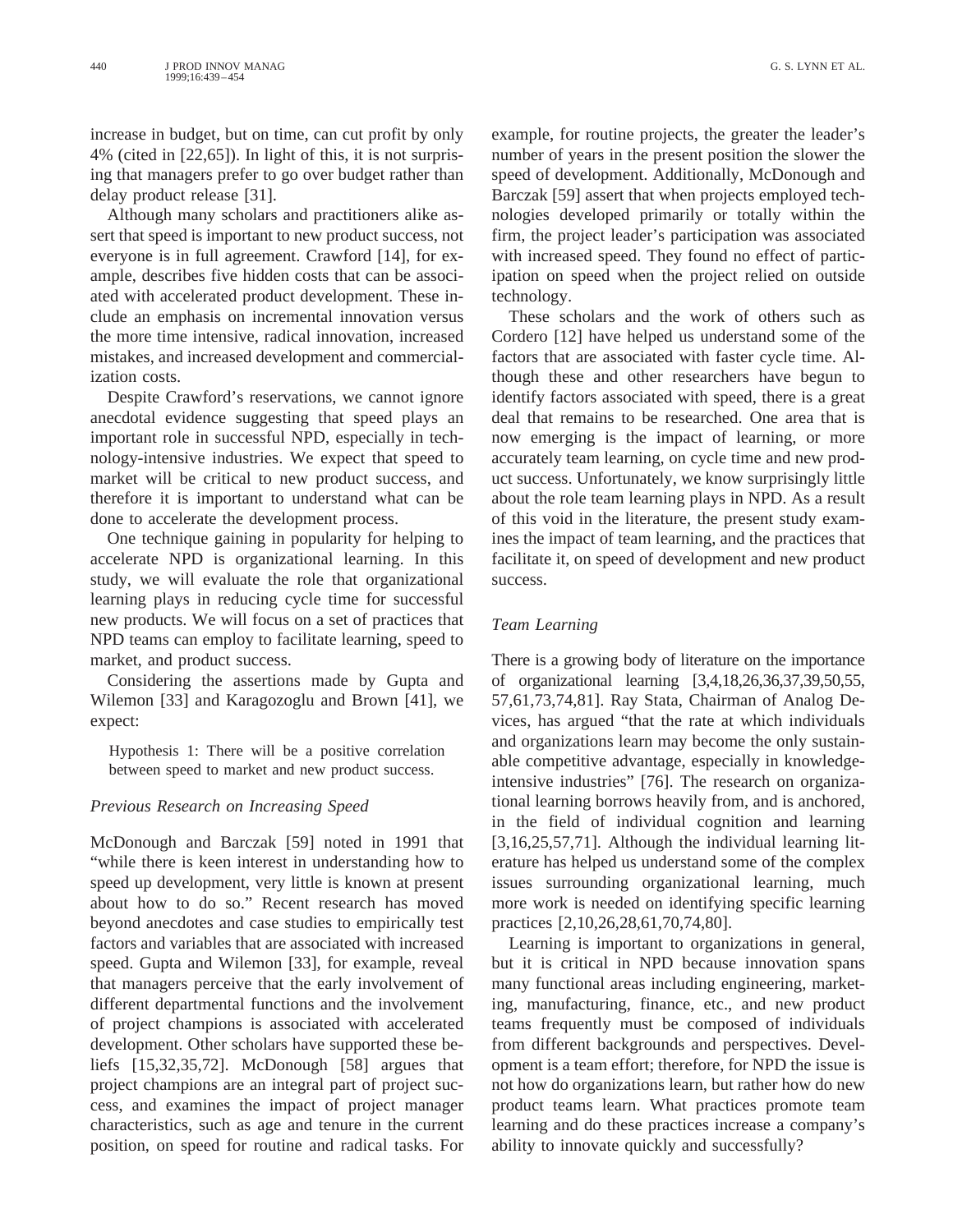increase in budget, but on time, can cut profit by only 4% (cited in [22,65]). In light of this, it is not surprising that managers prefer to go over budget rather than delay product release [31].

Although many scholars and practitioners alike assert that speed is important to new product success, not everyone is in full agreement. Crawford [14], for example, describes five hidden costs that can be associated with accelerated product development. These include an emphasis on incremental innovation versus the more time intensive, radical innovation, increased mistakes, and increased development and commercialization costs.

Despite Crawford's reservations, we cannot ignore anecdotal evidence suggesting that speed plays an important role in successful NPD, especially in technology-intensive industries. We expect that speed to market will be critical to new product success, and therefore it is important to understand what can be done to accelerate the development process.

One technique gaining in popularity for helping to accelerate NPD is organizational learning. In this study, we will evaluate the role that organizational learning plays in reducing cycle time for successful new products. We will focus on a set of practices that NPD teams can employ to facilitate learning, speed to market, and product success.

Considering the assertions made by Gupta and Wilemon [33] and Karagozoglu and Brown [41], we expect:

> Hypothesis 1: There will be a positive correlation between speed to market and new product success.

### Previous Research on Increasing Speed

McDonough and Barczak [59] noted in 1991 that "while there is keen interest in understanding how to speed up development, very little is known at present about how to do so." Recent research has moved beyond anecdotes and case studies to empirically test factors and variables that are associated with increased speed. Gupta and Wilemon [33], for example, reveal that managers perceive that the early involvement of different departmental functions and the involvement of project champions is associated with accelerated development. Other scholars have supported these beliefs [15,32,35,72]. McDonough [58] argues that project champions are an integral part of project success, and examines the impact of project manager characteristics, such as age and tenure in the current position, on speed for routine and radical tasks. For example, for routine projects, the greater the leader's number of years in the present position the slower the speed of development. Additionally, McDonough and Barczak [59] assert that when projects employed technologies developed primarily or totally within the firm, the project leader's participation was associated with increased speed. They found no effect of participation on speed when the project relied on outside technology.

These scholars and the work of others such as Cordero [12] have helped us understand some of the factors that are associated with faster cycle time. Although these and other researchers have begun to identify factors associated with speed, there is a great deal that remains to be researched. One area that is now emerging is the impact of learning, or more accurately team learning, on cycle time and new product success. Unfortunately, we know surprisingly little about the role team learning plays in NPD. As a result of this void in the literature, the present study examines the impact of team learning, and the practices that facilitate it, on speed of development and new product success.

### Team Learning

There is a growing body of literature on the importance of organizational learning [3,4,18,26,36,37,39,50,55,57,61,73,74,81]. Ray Stata, Chairman of Analog Devices, has argued "that the rate at which individuals and organizations learn may become the only sustainable competitive advantage, especially in knowledge-intensive industries" [76]. The research on organizational learning borrows heavily from, and is anchored, in the field of individual cognition and learning [3,16,25,57,71]. Although the individual learning literature has helped us understand some of the complex issues surrounding organizational learning, much more work is needed on identifying specific learning practices [2,10,26,28,61,70,74,80].

Learning is important to organizations in general, but it is critical in NPD because innovation spans many functional areas including engineering, marketing, manufacturing, finance, etc., and new product teams frequently must be composed of individuals from different backgrounds and perspectives. Development is a team effort; therefore, for NPD the issue is not how do organizations learn, but rather how do new product teams learn. What practices promote team learning and do these practices increase a company's ability to innovate quickly and successfully?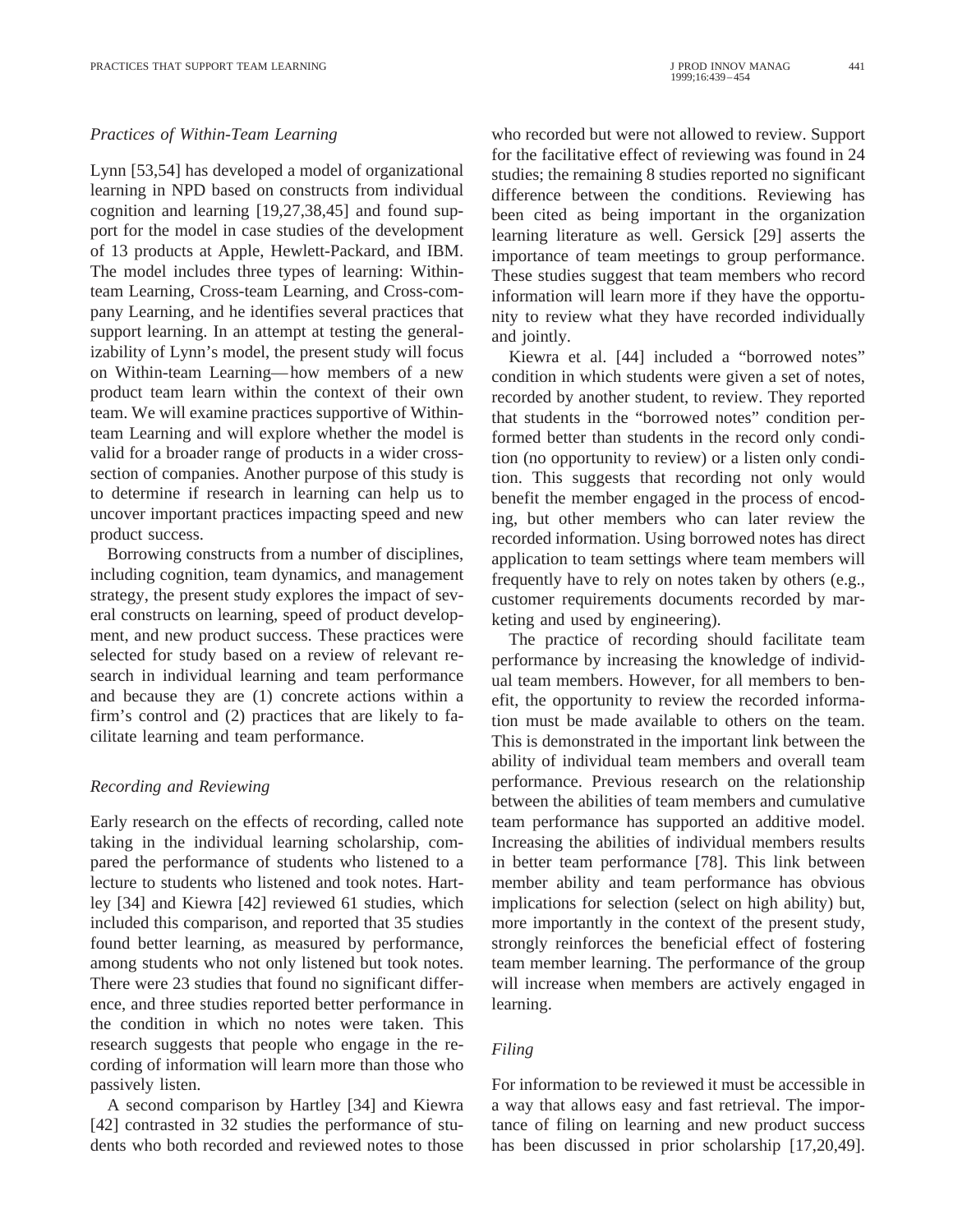### *Practices of Within-Team Learning*

Lynn [53,54] has developed a model of organizational learning in NPD based on constructs from individual cognition and learning [19,27,38,45] and found support for the model in case studies of the development of 13 products at Apple, Hewlett-Packard, and IBM. The model includes three types of learning: Within-team Learning, Cross-team Learning, and Cross-company Learning, and he identifies several practices that support learning. In an attempt at testing the generalizability of Lynn's model, the present study will focus on Within-team Learning—how members of a new product team learn within the context of their own team. We will examine practices supportive of Within-team Learning and will explore whether the model is valid for a broader range of products in a wider cross-section of companies. Another purpose of this study is to determine if research in learning can help us to uncover important practices impacting speed and new product success.

Borrowing constructs from a number of disciplines, including cognition, team dynamics, and management strategy, the present study explores the impact of several constructs on learning, speed of product development, and new product success. These practices were selected for study based on a review of relevant research in individual learning and team performance and because they are (1) concrete actions within a firm's control and (2) practices that are likely to facilitate learning and team performance.

### *Recording and Reviewing*

Early research on the effects of recording, called note taking in the individual learning scholarship, compared the performance of students who listened to a lecture to students who listened and took notes. Hartley [34] and Kiewra [42] reviewed 61 studies, which included this comparison, and reported that 35 studies found better learning, as measured by performance, among students who not only listened but took notes. There were 23 studies that found no significant difference, and three studies reported better performance in the condition in which no notes were taken. This research suggests that people who engage in the recording of information will learn more than those who passively listen.

A second comparison by Hartley [34] and Kiewra [42] contrasted in 32 studies the performance of students who both recorded and reviewed notes to those who recorded but were not allowed to review. Support for the facilitative effect of reviewing was found in 24 studies; the remaining 8 studies reported no significant difference between the conditions. Reviewing has been cited as being important in the organization learning literature as well. Gersick [29] asserts the importance of team meetings to group performance. These studies suggest that team members who record information will learn more if they have the opportunity to review what they have recorded individually and jointly.

Kiewra et al. [44] included a "borrowed notes" condition in which students were given a set of notes, recorded by another student, to review. They reported that students in the "borrowed notes" condition performed better than students in the record only condition (no opportunity to review) or a listen only condition. This suggests that recording not only would benefit the member engaged in the process of encoding, but other members who can later review the recorded information. Using borrowed notes has direct application to team settings where team members will frequently have to rely on notes taken by others (e.g., customer requirements documents recorded by marketing and used by engineering).

The practice of recording should facilitate team performance by increasing the knowledge of individual team members. However, for all members to benefit, the opportunity to review the recorded information must be made available to others on the team. This is demonstrated in the important link between the ability of individual team members and overall team performance. Previous research on the relationship between the abilities of team members and cumulative team performance has supported an additive model. Increasing the abilities of individual members results in better team performance [78]. This link between member ability and team performance has obvious implications for selection (select on high ability) but, more importantly in the context of the present study, strongly reinforces the beneficial effect of fostering team member learning. The performance of the group will increase when members are actively engaged in learning.

### *Filing*

For information to be reviewed it must be accessible in a way that allows easy and fast retrieval. The importance of filing on learning and new product success has been discussed in prior scholarship [17,20,49].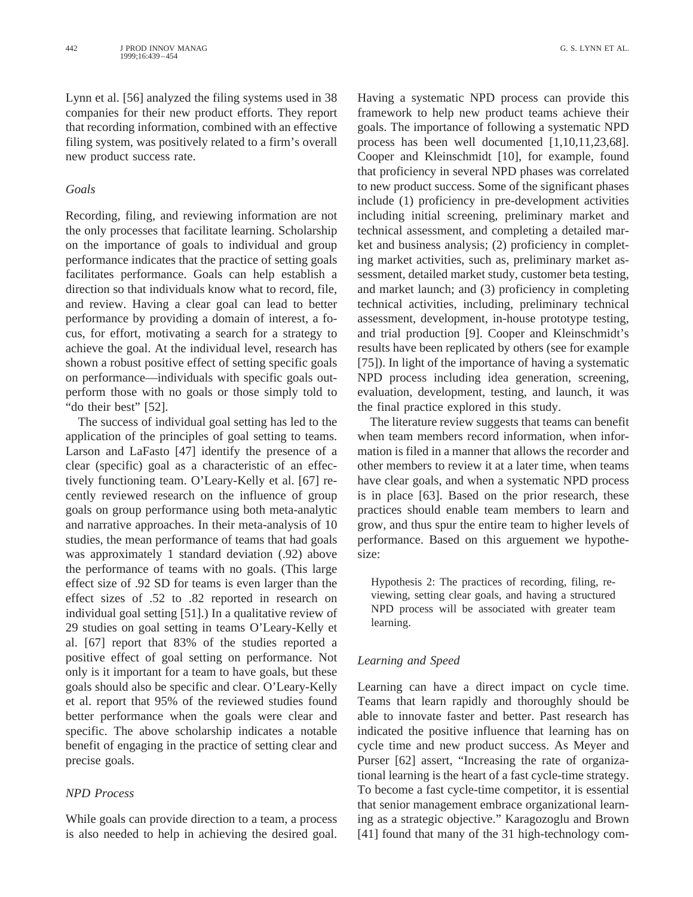Lynn et al. [56] analyzed the filing systems used in 38 companies for their new product efforts. They report that recording information, combined with an effective filing system, was positively related to a firm's overall new product success rate.

### *Goals*

Recording, filing, and reviewing information are not the only processes that facilitate learning. Scholarship on the importance of goals to individual and group performance indicates that the practice of setting goals facilitates performance. Goals can help establish a direction so that individuals know what to record, file, and review. Having a clear goal can lead to better performance by providing a domain of interest, a focus, for effort, motivating a search for a strategy to achieve the goal. At the individual level, research has shown a robust positive effect of setting specific goals on performance—individuals with specific goals outperform those with no goals or those simply told to "do their best" [52].

The success of individual goal setting has led to the application of the principles of goal setting to teams. Larson and LaFasto [47] identify the presence of a clear (specific) goal as a characteristic of an effectively functioning team. O'Leary-Kelly et al. [67] recently reviewed research on the influence of group goals on group performance using both meta-analytic and narrative approaches. In their meta-analysis of 10 studies, the mean performance of teams that had goals was approximately 1 standard deviation (.92) above the performance of teams with no goals. (This large effect size of .92 SD for teams is even larger than the effect sizes of .52 to .82 reported in research on individual goal setting [51].) In a qualitative review of 29 studies on goal setting in teams O'Leary-Kelly et al. [67] report that 83% of the studies reported a positive effect of goal setting on performance. Not only is it important for a team to have goals, but these goals should also be specific and clear. O'Leary-Kelly et al. report that 95% of the reviewed studies found better performance when the goals were clear and specific. The above scholarship indicates a notable benefit of engaging in the practice of setting clear and precise goals.

### *NPD Process*

While goals can provide direction to a team, a process is also needed to help in achieving the desired goal. Having a systematic NPD process can provide this framework to help new product teams achieve their goals. The importance of following a systematic NPD process has been well documented [1,10,11,23,68]. Cooper and Kleinschmidt [10], for example, found that proficiency in several NPD phases was correlated to new product success. Some of the significant phases include (1) proficiency in pre-development activities including initial screening, preliminary market and technical assessment, and completing a detailed market and business analysis; (2) proficiency in completing market activities, such as, preliminary market assessment, detailed market study, customer beta testing, and market launch; and (3) proficiency in completing technical activities, including, preliminary technical assessment, development, in-house prototype testing, and trial production [9]. Cooper and Kleinschmidt's results have been replicated by others (see for example [75]). In light of the importance of having a systematic NPD process including idea generation, screening, evaluation, development, testing, and launch, it was the final practice explored in this study.

The literature review suggests that teams can benefit when team members record information, when information is filed in a manner that allows the recorder and other members to review it at a later time, when teams have clear goals, and when a systematic NPD process is in place [63]. Based on the prior research, these practices should enable team members to learn and grow, and thus spur the entire team to higher levels of performance. Based on this arguement we hypothesize:

> Hypothesis 2: The practices of recording, filing, reviewing, setting clear goals, and having a structured NPD process will be associated with greater team learning.

### *Learning and Speed*

Learning can have a direct impact on cycle time. Teams that learn rapidly and thoroughly should be able to innovate faster and better. Past research has indicated the positive influence that learning has on cycle time and new product success. As Meyer and Purser [62] assert, "Increasing the rate of organizational learning is the heart of a fast cycle-time strategy. To become a fast cycle-time competitor, it is essential that senior management embrace organizational learning as a strategic objective." Karagozoglu and Brown [41] found that many of the 31 high-technology com-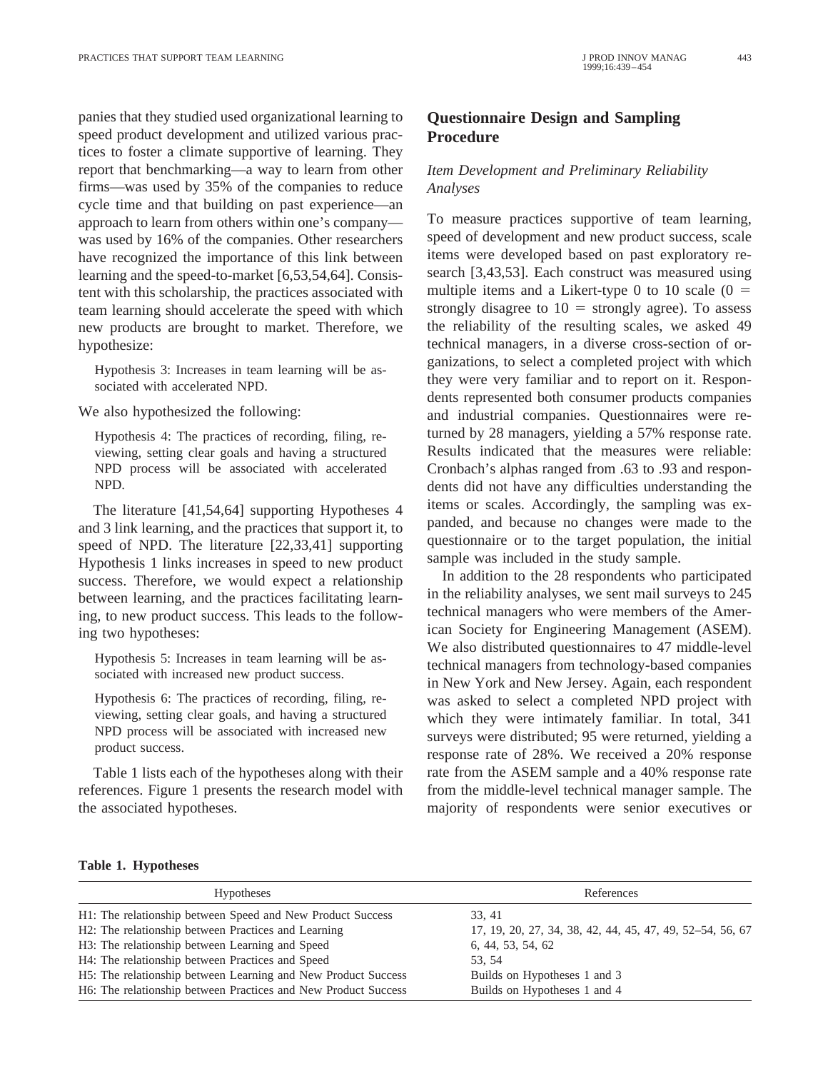panies that they studied used organizational learning to speed product development and utilized various practices to foster a climate supportive of learning. They report that benchmarking—a way to learn from other firms—was used by 35% of the companies to reduce cycle time and that building on past experience—an approach to learn from others within one's company—was used by 16% of the companies. Other researchers have recognized the importance of this link between learning and the speed-to-market [6,53,54,64]. Consistent with this scholarship, the practices associated with team learning should accelerate the speed with which new products are brought to market. Therefore, we hypothesize:

> Hypothesis 3: Increases in team learning will be associated with accelerated NPD.

We also hypothesized the following:

> Hypothesis 4: The practices of recording, filing, reviewing, setting clear goals and having a structured NPD process will be associated with accelerated NPD.

The literature [41,54,64] supporting Hypotheses 4 and 3 link learning, and the practices that support it, to speed of NPD. The literature [22,33,41] supporting Hypothesis 1 links increases in speed to new product success. Therefore, we would expect a relationship between learning, and the practices facilitating learning, to new product success. This leads to the following two hypotheses:

> Hypothesis 5: Increases in team learning will be associated with increased new product success.

> Hypothesis 6: The practices of recording, filing, reviewing, setting clear goals, and having a structured NPD process will be associated with increased new product success.

Table 1 lists each of the hypotheses along with their references. Figure 1 presents the research model with the associated hypotheses.

## Questionnaire Design and Sampling Procedure

### *Item Development and Preliminary Reliability Analyses*

To measure practices supportive of team learning, speed of development and new product success, scale items were developed based on past exploratory research [3,43,53]. Each construct was measured using multiple items and a Likert-type 0 to 10 scale (0 = strongly disagree to 10 = strongly agree). To assess the reliability of the resulting scales, we asked 49 technical managers, in a diverse cross-section of organizations, to select a completed project with which they were very familiar and to report on it. Respondents represented both consumer products companies and industrial companies. Questionnaires were returned by 28 managers, yielding a 57% response rate. Results indicated that the measures were reliable: Cronbach's alphas ranged from .63 to .93 and respondents did not have any difficulties understanding the items or scales. Accordingly, the sampling was expanded, and because no changes were made to the questionnaire or to the target population, the initial sample was included in the study sample.

In addition to the 28 respondents who participated in the reliability analyses, we sent mail surveys to 245 technical managers who were members of the American Society for Engineering Management (ASEM). We also distributed questionnaires to 47 middle-level technical managers from technology-based companies in New York and New Jersey. Again, each respondent was asked to select a completed NPD project with which they were intimately familiar. In total, 341 surveys were distributed; 95 were returned, yielding a response rate of 28%. We received a 20% response rate from the ASEM sample and a 40% response rate from the middle-level technical manager sample. The majority of respondents were senior executives or

**Table 1. Hypotheses**

| Hypotheses | References |
|---|---|
| H1: The relationship between Speed and New Product Success | 33, 41 |
| H2: The relationship between Practices and Learning | 17, 19, 20, 27, 34, 38, 42, 44, 45, 47, 49, 52–54, 56, 67 |
| H3: The relationship between Learning and Speed | 6, 44, 53, 54, 62 |
| H4: The relationship between Practices and Speed | 53, 54 |
| H5: The relationship between Learning and New Product Success | Builds on Hypotheses 1 and 3 |
| H6: The relationship between Practices and New Product Success | Builds on Hypotheses 1 and 4 |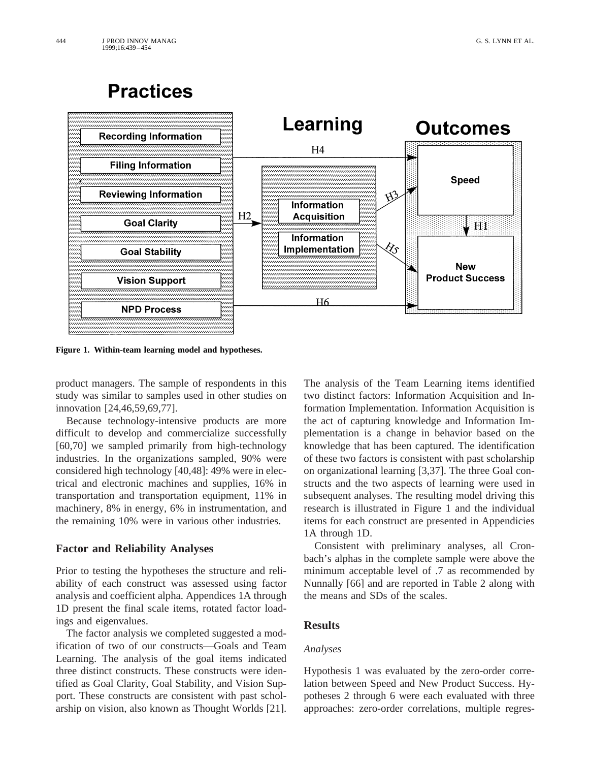Figure 1. Within-team learning model and hypotheses.

product managers. The sample of respondents in this study was similar to samples used in other studies on innovation [24,46,59,69,77].

Because technology-intensive products are more difficult to develop and commercialize successfully [60,70] we sampled primarily from high-technology industries. In the organizations sampled, 90% were considered high technology [40,48]: 49% were in electrical and electronic machines and supplies, 16% in transportation and transportation equipment, 11% in machinery, 8% in energy, 6% in instrumentation, and the remaining 10% were in various other industries.

## Factor and Reliability Analyses

Prior to testing the hypotheses the structure and reliability of each construct was assessed using factor analysis and coefficient alpha. Appendices 1A through 1D present the final scale items, rotated factor loadings and eigenvalues.

The factor analysis we completed suggested a modification of two of our constructs—Goals and Team Learning. The analysis of the goal items indicated three distinct constructs. These constructs were identified as Goal Clarity, Goal Stability, and Vision Support. These constructs are consistent with past scholarship on vision, also known as Thought Worlds [21]. The analysis of the Team Learning items identified two distinct factors: Information Acquisition and Information Implementation. Information Acquisition is the act of capturing knowledge and Information Implementation is a change in behavior based on the knowledge that has been captured. The identification of these two factors is consistent with past scholarship on organizational learning [3,37]. The three Goal constructs and the two aspects of learning were used in subsequent analyses. The resulting model driving this research is illustrated in Figure 1 and the individual items for each construct are presented in Appendicies 1A through 1D.

Consistent with preliminary analyses, all Cronbach's alphas in the complete sample were above the minimum acceptable level of .7 as recommended by Nunnally [66] and are reported in Table 2 along with the means and SDs of the scales.

## Results

### *Analyses*

Hypothesis 1 was evaluated by the zero-order correlation between Speed and New Product Success. Hypotheses 2 through 6 were each evaluated with three approaches: zero-order correlations, multiple regres-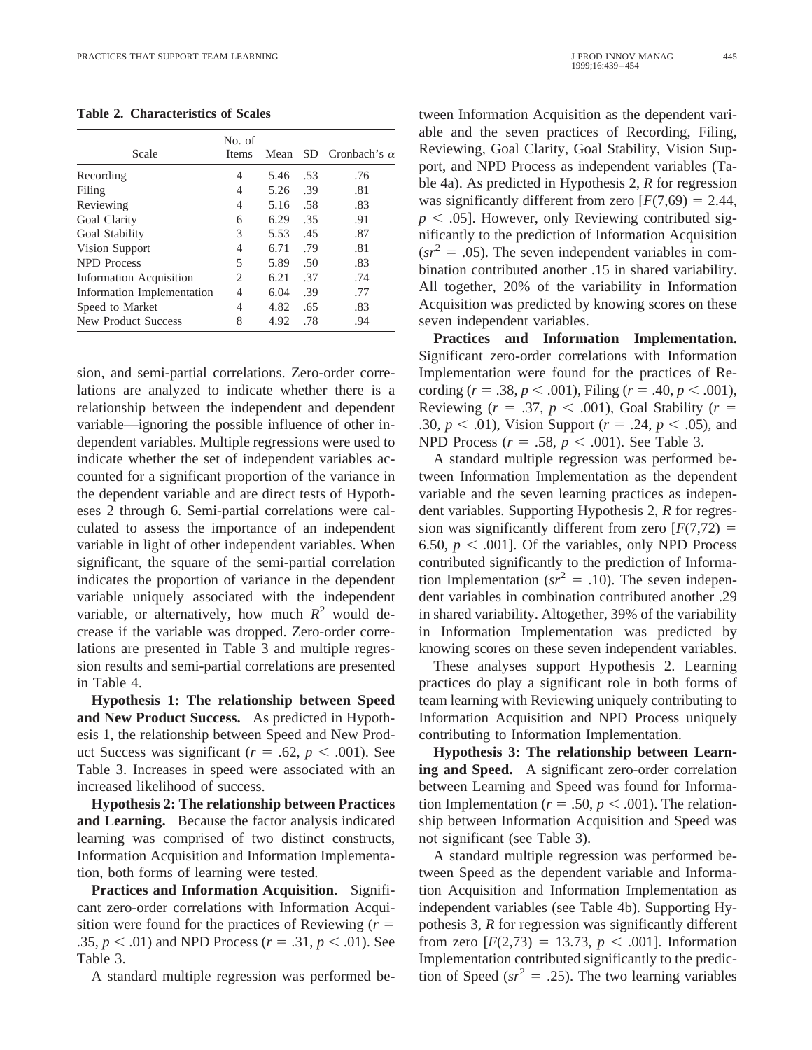**Table 2. Characteristics of Scales**

| Scale | No. of Items | Mean | SD | Cronbach's $\alpha$ |
|---|---|---|---|---|
| Recording | 4 | 5.46 | .53 | .76 |
| Filing | 4 | 5.26 | .39 | .81 |
| Reviewing | 4 | 5.16 | .58 | .83 |
| Goal Clarity | 6 | 6.29 | .35 | .91 |
| Goal Stability | 3 | 5.53 | .45 | .87 |
| Vision Support | 4 | 6.71 | .79 | .81 |
| NPD Process | 5 | 5.89 | .50 | .83 |
| Information Acquisition | 2 | 6.21 | .37 | .74 |
| Information Implementation | 4 | 6.04 | .39 | .77 |
| Speed to Market | 4 | 4.82 | .65 | .83 |
| New Product Success | 8 | 4.92 | .78 | .94 |

sion, and semi-partial correlations. Zero-order correlations are analyzed to indicate whether there is a relationship between the independent and dependent variable—ignoring the possible influence of other independent variables. Multiple regressions were used to indicate whether the set of independent variables accounted for a significant proportion of the variance in the dependent variable and are direct tests of Hypotheses 2 through 6. Semi-partial correlations were calculated to assess the importance of an independent variable in light of other independent variables. When significant, the square of the semi-partial correlation indicates the proportion of variance in the dependent variable uniquely associated with the independent variable, or alternatively, how much $R^2$ would decrease if the variable was dropped. Zero-order correlations are presented in Table 3 and multiple regression results and semi-partial correlations are presented in Table 4.

**Hypothesis 1: The relationship between Speed and New Product Success.** As predicted in Hypothesis 1, the relationship between Speed and New Product Success was significant ($r = .62$, $p < .001$). See Table 3. Increases in speed were associated with an increased likelihood of success.

**Hypothesis 2: The relationship between Practices and Learning.** Because the factor analysis indicated learning was comprised of two distinct constructs, Information Acquisition and Information Implementation, both forms of learning were tested.

**Practices and Information Acquisition.** Significant zero-order correlations with Information Acquisition were found for the practices of Reviewing ($r = .35$, $p < .01$) and NPD Process ($r = .31$, $p < .01$). See Table 3.

A standard multiple regression was performed between Information Acquisition as the dependent variable and the seven practices of Recording, Filing, Reviewing, Goal Clarity, Goal Stability, Vision Support, and NPD Process as independent variables (Table 4a). As predicted in Hypothesis 2, *R* for regression was significantly different from zero [$F(7,69) = 2.44$, $p < .05$]. However, only Reviewing contributed significantly to the prediction of Information Acquisition ($sr^2 = .05$). The seven independent variables in combination contributed another .15 in shared variability. All together, 20% of the variability in Information Acquisition was predicted by knowing scores on these seven independent variables.

**Practices and Information Implementation.** Significant zero-order correlations with Information Implementation were found for the practices of Recording ($r = .38$, $p < .001$), Filing ($r = .40$, $p < .001$), Reviewing ($r = .37$, $p < .001$), Goal Stability ($r = .30$, $p < .01$), Vision Support ($r = .24$, $p < .05$), and NPD Process ($r = .58$, $p < .001$). See Table 3.

A standard multiple regression was performed between Information Implementation as the dependent variable and the seven learning practices as independent variables. Supporting Hypothesis 2, *R* for regression was significantly different from zero [$F(7,72) = 6.50$, $p < .001$]. Of the variables, only NPD Process contributed significantly to the prediction of Information Implementation ($sr^2 = .10$). The seven independent variables in combination contributed another .29 in shared variability. Altogether, 39% of the variability in Information Implementation was predicted by knowing scores on these seven independent variables.

These analyses support Hypothesis 2. Learning practices do play a significant role in both forms of team learning with Reviewing uniquely contributing to Information Acquisition and NPD Process uniquely contributing to Information Implementation.

**Hypothesis 3: The relationship between Learning and Speed.** A significant zero-order correlation between Learning and Speed was found for Information Implementation ($r = .50$, $p < .001$). The relationship between Information Acquisition and Speed was not significant (see Table 3).

A standard multiple regression was performed between Speed as the dependent variable and Information Acquisition and Information Implementation as independent variables (see Table 4b). Supporting Hypothesis 3, *R* for regression was significantly different from zero [$F(2,73) = 13.73$, $p < .001$]. Information Implementation contributed significantly to the prediction of Speed ($sr^2 = .25$). The two learning variables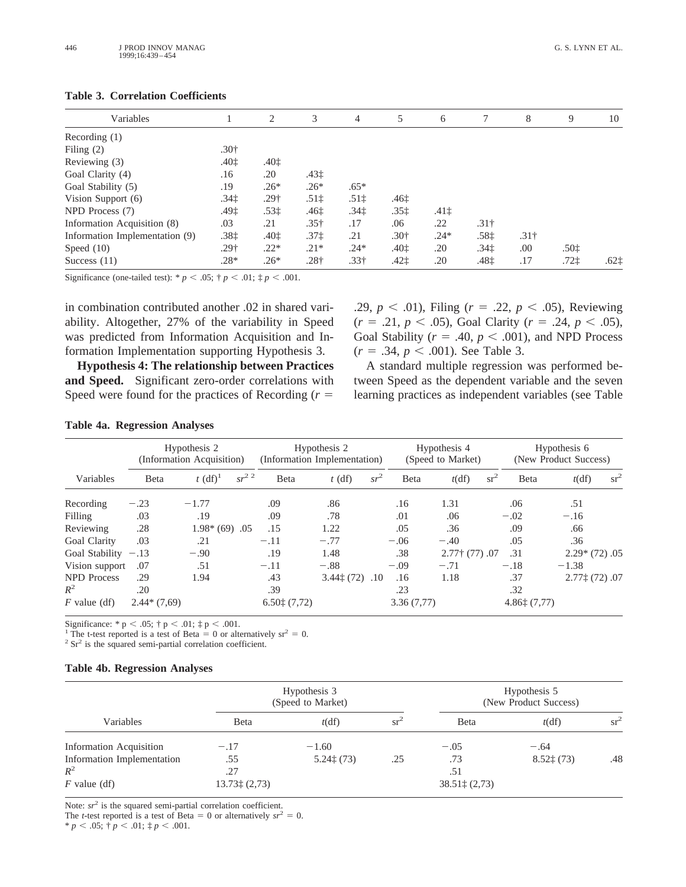**Table 3. Correlation Coefficients**

| Variables | 1 | 2 | 3 | 4 | 5 | 6 | 7 | 8 | 9 | 10 |
|---|---|---|---|---|---|---|---|---|---|---|
| Recording (1) | | | | | | | | | | |
| Filing (2) | .30† | | | | | | | | | |
| Reviewing (3) | .40‡ | .40‡ | | | | | | | | |
| Goal Clarity (4) | .16 | .20 | .43‡ | | | | | | | |
| Goal Stability (5) | .19 | .26* | .26* | .65* | | | | | | |
| Vision Support (6) | .34‡ | .29† | .51‡ | .51‡ | .46‡ | | | | | |
| NPD Process (7) | .49‡ | .53‡ | .46‡ | .34‡ | .35‡ | .41‡ | | | | |
| Information Acquisition (8) | .03 | .21 | .35† | .17 | .06 | .22 | .31† | | | |
| Information Implementation (9) | .38‡ | .40‡ | .37‡ | .21 | .30† | .24* | .58‡ | .31† | | |
| Speed (10) | .29† | .22* | .21* | .24* | .40‡ | .20 | .34‡ | .00 | .50‡ | |
| Success (11) | .28* | .26* | .28† | .33† | .42‡ | .20 | .48‡ | .17 | .72‡ | .62‡ |

Significance (one-tailed test): * $p < .05$; † $p < .01$; ‡ $p < .001$.

in combination contributed another .02 in shared variability. Altogether, 27% of the variability in Speed was predicted from Information Acquisition and Information Implementation supporting Hypothesis 3.

**Hypothesis 4: The relationship between Practices and Speed.** Significant zero-order correlations with Speed were found for the practices of Recording ($r = .29$, $p < .01$), Filing ($r = .22$, $p < .05$), Reviewing ($r = .21$, $p < .05$), Goal Clarity ($r = .24$, $p < .05$), Goal Stability ($r = .40$, $p < .001$), and NPD Process ($r = .34$, $p < .001$). See Table 3.

A standard multiple regression was performed between Speed as the dependent variable and the seven learning practices as independent variables (see Table

**Table 4a. Regression Analyses**

| | Hypothesis 2 (Information Acquisition) | | | Hypothesis 2 (Information Implementation) | | | Hypothesis 4 (Speed to Market) | | | Hypothesis 6 (New Product Success) | | |
|---|---|---|---|---|---|---|---|---|---|---|---|---|
| Variables | Beta | $t$ (df)[1] | $sr^2$ [2] | Beta | $t$ (df) | $sr^2$ | Beta | $t$(df) | $sr^2$ | Beta | $t$(df) | $sr^2$ |
| Recording | −.23 | −1.77 | | .09 | .86 | | .16 | 1.31 | | .06 | .51 | |
| Filling | .03 | .19 | | .09 | .78 | | .01 | .06 | | −.02 | −.16 | |
| Reviewing | .28 | 1.98* (69) | .05 | .15 | 1.22 | | .05 | .36 | | .09 | .66 | |
| Goal Clarity | .03 | .21 | | −.11 | −.77 | | −.06 | −.40 | | .05 | .36 | |
| Goal Stability | −.13 | −.90 | | .19 | 1.48 | | .38 | 2.77† (77) | .07 | .31 | 2.29* (72) | .05 |
| Vision support | .07 | .51 | | −.11 | −.88 | | −.09 | −.71 | | −.18 | −1.38 | |
| NPD Process | .29 | 1.94 | | .43 | 3.44‡ (72) | .10 | .16 | 1.18 | | .37 | 2.77‡ (72) | .07 |
| $R^2$ | .20 | | | .39 | | | .23 | | | .32 | | |
| $F$ value (df) | 2.44* (7,69) | | | 6.50‡ (7,72) | | | 3.36 (7,77) | | | 4.86‡ (7,77) | | |

Significance: * $p < .05$; † $p < .01$; ‡ $p < .001$.
[1] The t-test reported is a test of Beta = 0 or alternatively $sr^2 = 0$.
[2] $Sr^2$ is the squared semi-partial correlation coefficient.

**Table 4b. Regression Analyses**

| | Hypothesis 3 (Speed to Market) | | | Hypothesis 5 (New Product Success) | | |
|---|---|---|---|---|---|---|
| Variables | Beta | $t$(df) | $sr^2$ | Beta | $t$(df) | $sr^2$ |
| Information Acquisition | −.17 | −1.60 | | −.05 | −.64 | |
| Information Implementation | .55 | 5.24‡ (73) | .25 | .73 | 8.52‡ (73) | .48 |
| $R^2$ | .27 | | | .51 | | |
| $F$ value (df) | 13.73‡ (2,73) | | | 38.51‡ (2,73) | | |

Note: $sr^2$ is the squared semi-partial correlation coefficient.
The $t$-test reported is a test of Beta = 0 or alternatively $sr^2 = 0$.
* $p < .05$; † $p < .01$; ‡ $p < .001$.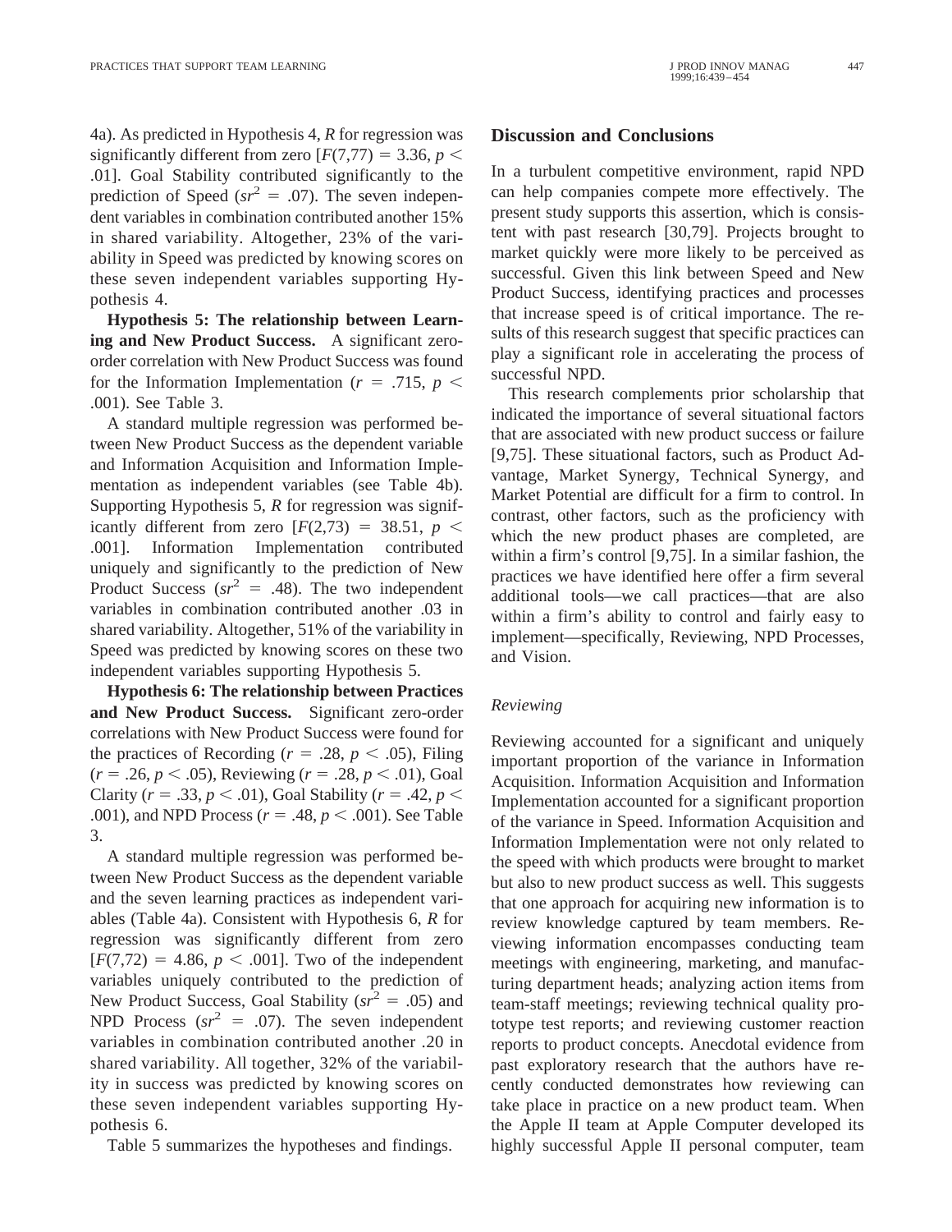4a). As predicted in Hypothesis 4, *R* for regression was significantly different from zero [$F(7,77) = 3.36$, $p < .01$]. Goal Stability contributed significantly to the prediction of Speed ($sr^2 = .07$). The seven independent variables in combination contributed another 15% in shared variability. Altogether, 23% of the variability in Speed was predicted by knowing scores on these seven independent variables supporting Hypothesis 4.

**Hypothesis 5: The relationship between Learning and New Product Success.** A significant zero-order correlation with New Product Success was found for the Information Implementation ($r = .715$, $p < .001$). See Table 3.

A standard multiple regression was performed between New Product Success as the dependent variable and Information Acquisition and Information Implementation as independent variables (see Table 4b). Supporting Hypothesis 5, *R* for regression was significantly different from zero [$F(2,73) = 38.51$, $p < .001$]. Information Implementation contributed uniquely and significantly to the prediction of New Product Success ($sr^2 = .48$). The two independent variables in combination contributed another .03 in shared variability. Altogether, 51% of the variability in Speed was predicted by knowing scores on these two independent variables supporting Hypothesis 5.

**Hypothesis 6: The relationship between Practices and New Product Success.** Significant zero-order correlations with New Product Success were found for the practices of Recording ($r = .28$, $p < .05$), Filing ($r = .26$, $p < .05$), Reviewing ($r = .28$, $p < .01$), Goal Clarity ($r = .33$, $p < .01$), Goal Stability ($r = .42$, $p < .001$), and NPD Process ($r = .48$, $p < .001$). See Table 3.

A standard multiple regression was performed between New Product Success as the dependent variable and the seven learning practices as independent variables (Table 4a). Consistent with Hypothesis 6, *R* for regression was significantly different from zero [$F(7,72) = 4.86$, $p < .001$]. Two of the independent variables uniquely contributed to the prediction of New Product Success, Goal Stability ($sr^2 = .05$) and NPD Process ($sr^2 = .07$). The seven independent variables in combination contributed another .20 in shared variability. All together, 32% of the variability in success was predicted by knowing scores on these seven independent variables supporting Hypothesis 6.

Table 5 summarizes the hypotheses and findings.

## Discussion and Conclusions

In a turbulent competitive environment, rapid NPD can help companies compete more effectively. The present study supports this assertion, which is consistent with past research [30,79]. Projects brought to market quickly were more likely to be perceived as successful. Given this link between Speed and New Product Success, identifying practices and processes that increase speed is of critical importance. The results of this research suggest that specific practices can play a significant role in accelerating the process of successful NPD.

This research complements prior scholarship that indicated the importance of several situational factors that are associated with new product success or failure [9,75]. These situational factors, such as Product Advantage, Market Synergy, Technical Synergy, and Market Potential are difficult for a firm to control. In contrast, other factors, such as the proficiency with which the new product phases are completed, are within a firm's control [9,75]. In a similar fashion, the practices we have identified here offer a firm several additional tools—we call practices—that are also within a firm's ability to control and fairly easy to implement—specifically, Reviewing, NPD Processes, and Vision.

### *Reviewing*

Reviewing accounted for a significant and uniquely important proportion of the variance in Information Acquisition. Information Acquisition and Information Implementation accounted for a significant proportion of the variance in Speed. Information Acquisition and Information Implementation were not only related to the speed with which products were brought to market but also to new product success as well. This suggests that one approach for acquiring new information is to review knowledge captured by team members. Reviewing information encompasses conducting team meetings with engineering, marketing, and manufacturing department heads; analyzing action items from team-staff meetings; reviewing technical quality prototype test reports; and reviewing customer reaction reports to product concepts. Anecdotal evidence from past exploratory research that the authors have recently conducted demonstrates how reviewing can take place in practice on a new product team. When the Apple II team at Apple Computer developed its highly successful Apple II personal computer, team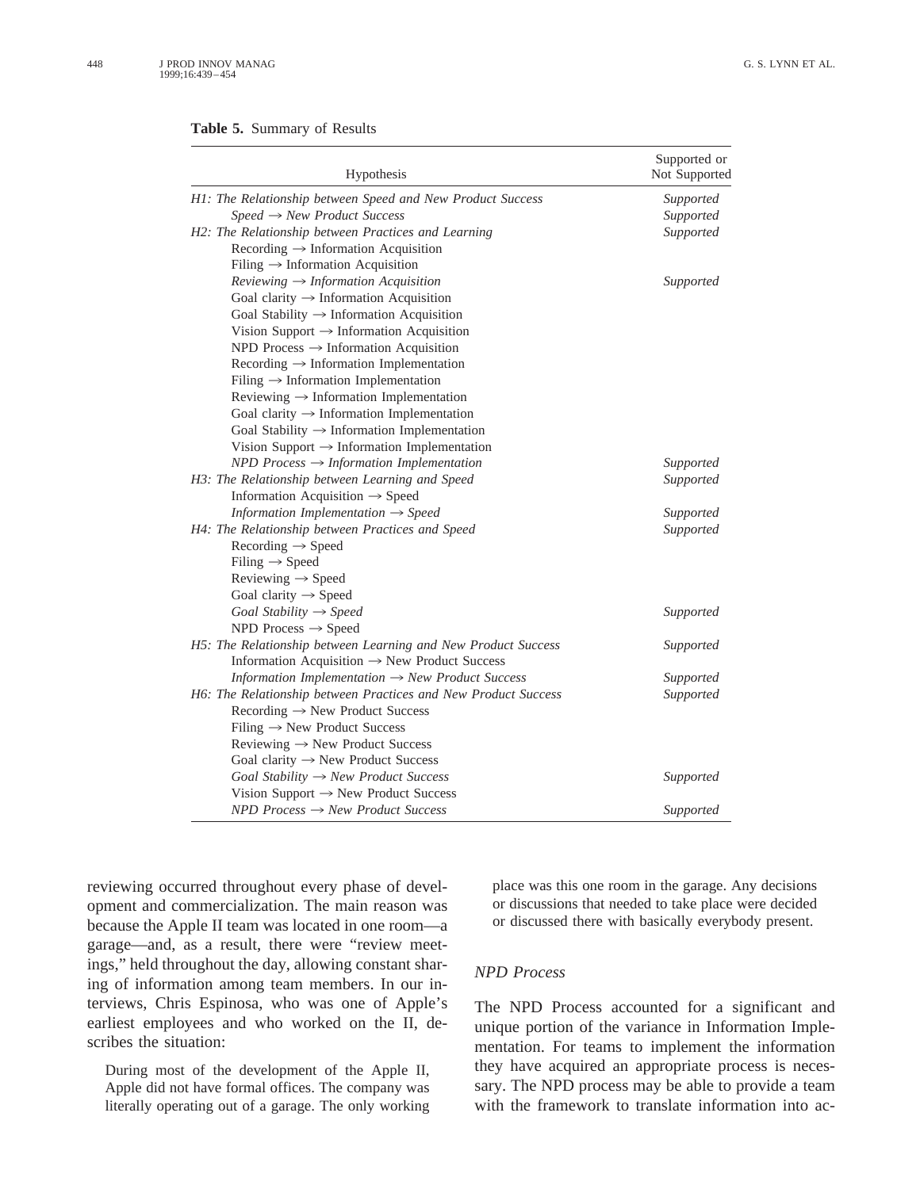**Table 5.** Summary of Results

| Hypothesis | Supported or Not Supported |
|---|---|
| *H1: The Relationship between Speed and New Product Success* | *Supported* |
| *Speed → New Product Success* | *Supported* |
| *H2: The Relationship between Practices and Learning* | *Supported* |
| Recording → Information Acquisition | |
| Filing → Information Acquisition | |
| *Reviewing → Information Acquisition* | *Supported* |
| Goal clarity → Information Acquisition | |
| Goal Stability → Information Acquisition | |
| Vision Support → Information Acquisition | |
| NPD Process → Information Acquisition | |
| Recording → Information Implementation | |
| Filing → Information Implementation | |
| Reviewing → Information Implementation | |
| Goal clarity → Information Implementation | |
| Goal Stability → Information Implementation | |
| Vision Support → Information Implementation | |
| *NPD Process → Information Implementation* | *Supported* |
| *H3: The Relationship between Learning and Speed* | *Supported* |
| Information Acquisition → Speed | |
| *Information Implementation → Speed* | *Supported* |
| *H4: The Relationship between Practices and Speed* | *Supported* |
| Recording → Speed | |
| Filing → Speed | |
| Reviewing → Speed | |
| Goal clarity → Speed | |
| *Goal Stability → Speed* | *Supported* |
| NPD Process → Speed | |
| *H5: The Relationship between Learning and New Product Success* | *Supported* |
| Information Acquisition → New Product Success | |
| *Information Implementation → New Product Success* | *Supported* |
| *H6: The Relationship between Practices and New Product Success* | *Supported* |
| Recording → New Product Success | |
| Filing → New Product Success | |
| Reviewing → New Product Success | |
| Goal clarity → New Product Success | |
| *Goal Stability → New Product Success* | *Supported* |
| Vision Support → New Product Success | |
| *NPD Process → New Product Success* | *Supported* |

reviewing occurred throughout every phase of development and commercialization. The main reason was because the Apple II team was located in one room—a garage—and, as a result, there were "review meetings," held throughout the day, allowing constant sharing of information among team members. In our interviews, Chris Espinosa, who was one of Apple's earliest employees and who worked on the II, describes the situation:

> During most of the development of the Apple II, Apple did not have formal offices. The company was literally operating out of a garage. The only working place was this one room in the garage. Any decisions or discussions that needed to take place were decided or discussed there with basically everybody present.

### *NPD Process*

The NPD Process accounted for a significant and unique portion of the variance in Information Implementation. For teams to implement the information they have acquired an appropriate process is necessary. The NPD process may be able to provide a team with the framework to translate information into ac-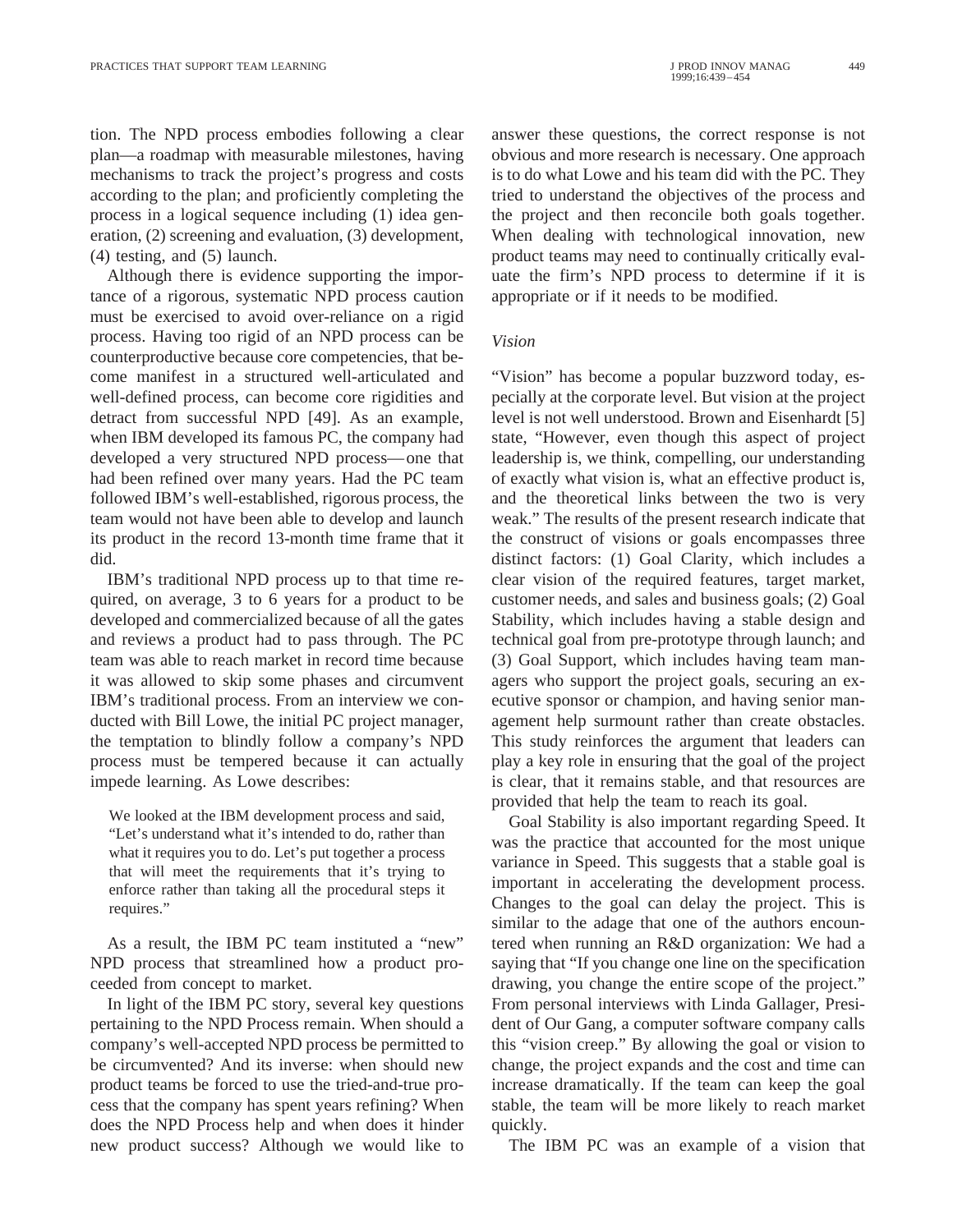tion. The NPD process embodies following a clear plan—a roadmap with measurable milestones, having mechanisms to track the project's progress and costs according to the plan; and proficiently completing the process in a logical sequence including (1) idea generation, (2) screening and evaluation, (3) development, (4) testing, and (5) launch.

Although there is evidence supporting the importance of a rigorous, systematic NPD process caution must be exercised to avoid over-reliance on a rigid process. Having too rigid of an NPD process can be counterproductive because core competencies, that become manifest in a structured well-articulated and well-defined process, can become core rigidities and detract from successful NPD [49]. As an example, when IBM developed its famous PC, the company had developed a very structured NPD process—one that had been refined over many years. Had the PC team followed IBM's well-established, rigorous process, the team would not have been able to develop and launch its product in the record 13-month time frame that it did.

IBM's traditional NPD process up to that time required, on average, 3 to 6 years for a product to be developed and commercialized because of all the gates and reviews a product had to pass through. The PC team was able to reach market in record time because it was allowed to skip some phases and circumvent IBM's traditional process. From an interview we conducted with Bill Lowe, the initial PC project manager, the temptation to blindly follow a company's NPD process must be tempered because it can actually impede learning. As Lowe describes:

> We looked at the IBM development process and said, "Let's understand what it's intended to do, rather than what it requires you to do. Let's put together a process that will meet the requirements that it's trying to enforce rather than taking all the procedural steps it requires."

As a result, the IBM PC team instituted a "new" NPD process that streamlined how a product proceeded from concept to market.

In light of the IBM PC story, several key questions pertaining to the NPD Process remain. When should a company's well-accepted NPD process be permitted to be circumvented? And its inverse: when should new product teams be forced to use the tried-and-true process that the company has spent years refining? When does the NPD Process help and when does it hinder new product success? Although we would like to answer these questions, the correct response is not obvious and more research is necessary. One approach is to do what Lowe and his team did with the PC. They tried to understand the objectives of the process and the project and then reconcile both goals together. When dealing with technological innovation, new product teams may need to continually critically evaluate the firm's NPD process to determine if it is appropriate or if it needs to be modified.

### *Vision*

"Vision" has become a popular buzzword today, especially at the corporate level. But vision at the project level is not well understood. Brown and Eisenhardt [5] state, "However, even though this aspect of project leadership is, we think, compelling, our understanding of exactly what vision is, what an effective product is, and the theoretical links between the two is very weak." The results of the present research indicate that the construct of visions or goals encompasses three distinct factors: (1) Goal Clarity, which includes a clear vision of the required features, target market, customer needs, and sales and business goals; (2) Goal Stability, which includes having a stable design and technical goal from pre-prototype through launch; and (3) Goal Support, which includes having team managers who support the project goals, securing an executive sponsor or champion, and having senior management help surmount rather than create obstacles. This study reinforces the argument that leaders can play a key role in ensuring that the goal of the project is clear, that it remains stable, and that resources are provided that help the team to reach its goal.

Goal Stability is also important regarding Speed. It was the practice that accounted for the most unique variance in Speed. This suggests that a stable goal is important in accelerating the development process. Changes to the goal can delay the project. This is similar to the adage that one of the authors encountered when running an R&D organization: We had a saying that "If you change one line on the specification drawing, you change the entire scope of the project." From personal interviews with Linda Gallager, President of Our Gang, a computer software company calls this "vision creep." By allowing the goal or vision to change, the project expands and the cost and time can increase dramatically. If the team can keep the goal stable, the team will be more likely to reach market quickly.

The IBM PC was an example of a vision that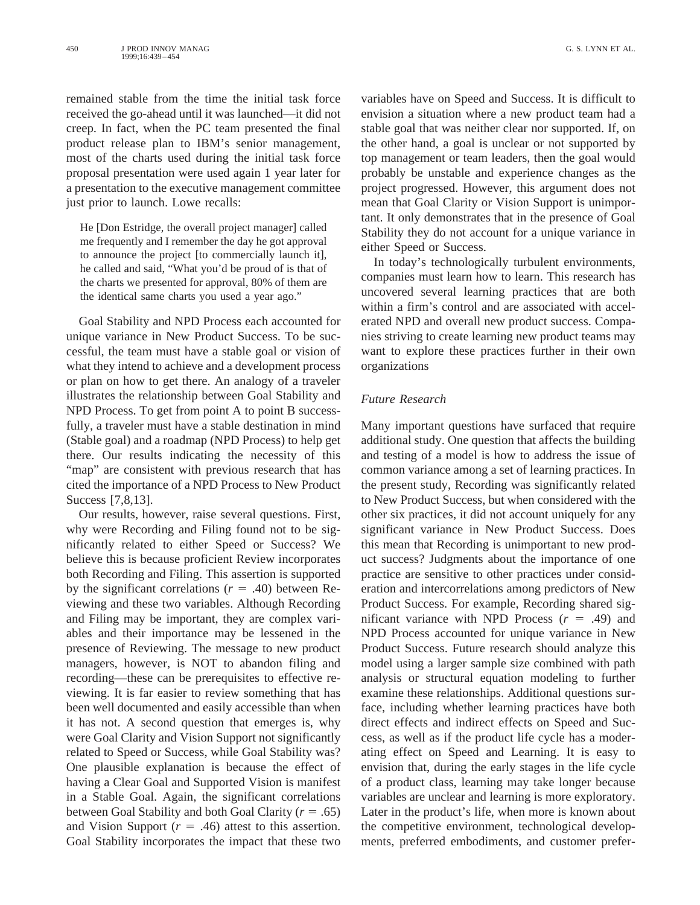remained stable from the time the initial task force received the go-ahead until it was launched—it did not creep. In fact, when the PC team presented the final product release plan to IBM's senior management, most of the charts used during the initial task force proposal presentation were used again 1 year later for a presentation to the executive management committee just prior to launch. Lowe recalls:

> He [Don Estridge, the overall project manager] called me frequently and I remember the day he got approval to announce the project [to commercially launch it], he called and said, "What you'd be proud of is that of the charts we presented for approval, 80% of them are the identical same charts you used a year ago."

Goal Stability and NPD Process each accounted for unique variance in New Product Success. To be successful, the team must have a stable goal or vision of what they intend to achieve and a development process or plan on how to get there. An analogy of a traveler illustrates the relationship between Goal Stability and NPD Process. To get from point A to point B successfully, a traveler must have a stable destination in mind (Stable goal) and a roadmap (NPD Process) to help get there. Our results indicating the necessity of this "map" are consistent with previous research that has cited the importance of a NPD Process to New Product Success [7,8,13].

Our results, however, raise several questions. First, why were Recording and Filing found not to be significantly related to either Speed or Success? We believe this is because proficient Review incorporates both Recording and Filing. This assertion is supported by the significant correlations ($r = .40$) between Reviewing and these two variables. Although Recording and Filing may be important, they are complex variables and their importance may be lessened in the presence of Reviewing. The message to new product managers, however, is NOT to abandon filing and recording—these can be prerequisites to effective reviewing. It is far easier to review something that has been well documented and easily accessible than when it has not. A second question that emerges is, why were Goal Clarity and Vision Support not significantly related to Speed or Success, while Goal Stability was? One plausible explanation is because the effect of having a Clear Goal and Supported Vision is manifest in a Stable Goal. Again, the significant correlations between Goal Stability and both Goal Clarity ($r = .65$) and Vision Support ($r = .46$) attest to this assertion. Goal Stability incorporates the impact that these two variables have on Speed and Success. It is difficult to envision a situation where a new product team had a stable goal that was neither clear nor supported. If, on the other hand, a goal is unclear or not supported by top management or team leaders, then the goal would probably be unstable and experience changes as the project progressed. However, this argument does not mean that Goal Clarity or Vision Support is unimportant. It only demonstrates that in the presence of Goal Stability they do not account for a unique variance in either Speed or Success.

In today's technologically turbulent environments, companies must learn how to learn. This research has uncovered several learning practices that are both within a firm's control and are associated with accelerated NPD and overall new product success. Companies striving to create learning new product teams may want to explore these practices further in their own organizations

### *Future Research*

Many important questions have surfaced that require additional study. One question that affects the building and testing of a model is how to address the issue of common variance among a set of learning practices. In the present study, Recording was significantly related to New Product Success, but when considered with the other six practices, it did not account uniquely for any significant variance in New Product Success. Does this mean that Recording is unimportant to new product success? Judgments about the importance of one practice are sensitive to other practices under consideration and intercorrelations among predictors of New Product Success. For example, Recording shared significant variance with NPD Process ($r = .49$) and NPD Process accounted for unique variance in New Product Success. Future research should analyze this model using a larger sample size combined with path analysis or structural equation modeling to further examine these relationships. Additional questions surface, including whether learning practices have both direct effects and indirect effects on Speed and Success, as well as if the product life cycle has a moderating effect on Speed and Learning. It is easy to envision that, during the early stages in the life cycle of a product class, learning may take longer because variables are unclear and learning is more exploratory. Later in the product's life, when more is known about the competitive environment, technological developments, preferred embodiments, and customer prefer-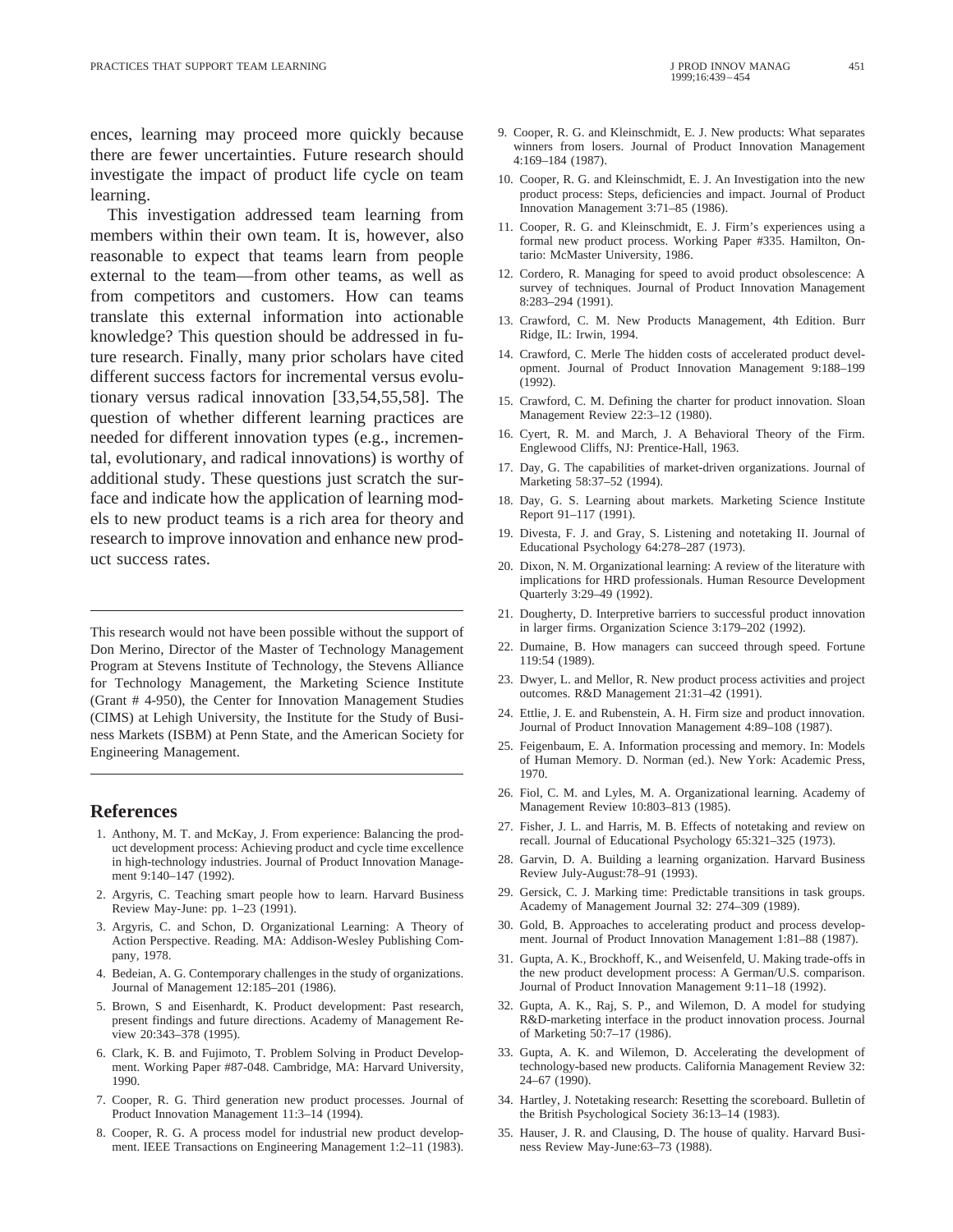ences, learning may proceed more quickly because there are fewer uncertainties. Future research should investigate the impact of product life cycle on team learning.

This investigation addressed team learning from members within their own team. It is, however, also reasonable to expect that teams learn from people external to the team—from other teams, as well as from competitors and customers. How can teams translate this external information into actionable knowledge? This question should be addressed in future research. Finally, many prior scholars have cited different success factors for incremental versus evolutionary versus radical innovation [33,54,55,58]. The question of whether different learning practices are needed for different innovation types (e.g., incremental, evolutionary, and radical innovations) is worthy of additional study. These questions just scratch the surface and indicate how the application of learning models to new product teams is a rich area for theory and research to improve innovation and enhance new product success rates.

---

This research would not have been possible without the support of Don Merino, Director of the Master of Technology Management Program at Stevens Institute of Technology, the Stevens Alliance for Technology Management, the Marketing Science Institute (Grant # 4-950), the Center for Innovation Management Studies (CIMS) at Lehigh University, the Institute for the Study of Business Markets (ISBM) at Penn State, and the American Society for Engineering Management.

---

## References

1. Anthony, M. T. and McKay, J. From experience: Balancing the product development process: Achieving product and cycle time excellence in high-technology industries. Journal of Product Innovation Management 9:140–147 (1992).
2. Argyris, C. Teaching smart people how to learn. Harvard Business Review May-June: pp. 1–23 (1991).
3. Argyris, C. and Schon, D. Organizational Learning: A Theory of Action Perspective. Reading. MA: Addison-Wesley Publishing Company, 1978.
4. Bedeian, A. G. Contemporary challenges in the study of organizations. Journal of Management 12:185–201 (1986).
5. Brown, S and Eisenhardt, K. Product development: Past research, present findings and future directions. Academy of Management Review 20:343–378 (1995).
6. Clark, K. B. and Fujimoto, T. Problem Solving in Product Development. Working Paper #87-048. Cambridge, MA: Harvard University, 1990.
7. Cooper, R. G. Third generation new product processes. Journal of Product Innovation Management 11:3–14 (1994).
8. Cooper, R. G. A process model for industrial new product development. IEEE Transactions on Engineering Management 1:2–11 (1983).
9. Cooper, R. G. and Kleinschmidt, E. J. New products: What separates winners from losers. Journal of Product Innovation Management 4:169–184 (1987).
10. Cooper, R. G. and Kleinschmidt, E. J. An Investigation into the new product process: Steps, deficiencies and impact. Journal of Product Innovation Management 3:71–85 (1986).
11. Cooper, R. G. and Kleinschmidt, E. J. Firm's experiences using a formal new product process. Working Paper #335. Hamilton, Ontario: McMaster University, 1986.
12. Cordero, R. Managing for speed to avoid product obsolescence: A survey of techniques. Journal of Product Innovation Management 8:283–294 (1991).
13. Crawford, C. M. New Products Management, 4th Edition. Burr Ridge, IL: Irwin, 1994.
14. Crawford, C. Merle The hidden costs of accelerated product development. Journal of Product Innovation Management 9:188–199 (1992).
15. Crawford, C. M. Defining the charter for product innovation. Sloan Management Review 22:3–12 (1980).
16. Cyert, R. M. and March, J. A Behavioral Theory of the Firm. Englewood Cliffs, NJ: Prentice-Hall, 1963.
17. Day, G. The capabilities of market-driven organizations. Journal of Marketing 58:37–52 (1994).
18. Day, G. S. Learning about markets. Marketing Science Institute Report 91–117 (1991).
19. Divesta, F. J. and Gray, S. Listening and notetaking II. Journal of Educational Psychology 64:278–287 (1973).
20. Dixon, N. M. Organizational learning: A review of the literature with implications for HRD professionals. Human Resource Development Quarterly 3:29–49 (1992).
21. Dougherty, D. Interpretive barriers to successful product innovation in larger firms. Organization Science 3:179–202 (1992).
22. Dumaine, B. How managers can succeed through speed. Fortune 119:54 (1989).
23. Dwyer, L. and Mellor, R. New product process activities and project outcomes. R&D Management 21:31–42 (1991).
24. Ettlie, J. E. and Rubenstein, A. H. Firm size and product innovation. Journal of Product Innovation Management 4:89–108 (1987).
25. Feigenbaum, E. A. Information processing and memory. In: Models of Human Memory. D. Norman (ed.). New York: Academic Press, 1970.
26. Fiol, C. M. and Lyles, M. A. Organizational learning. Academy of Management Review 10:803–813 (1985).
27. Fisher, J. L. and Harris, M. B. Effects of notetaking and review on recall. Journal of Educational Psychology 65:321–325 (1973).
28. Garvin, D. A. Building a learning organization. Harvard Business Review July-August:78–91 (1993).
29. Gersick, C. J. Marking time: Predictable transitions in task groups. Academy of Management Journal 32: 274–309 (1989).
30. Gold, B. Approaches to accelerating product and process development. Journal of Product Innovation Management 1:81–88 (1987).
31. Gupta, A. K., Brockhoff, K., and Weisenfeld, U. Making trade-offs in the new product development process: A German/U.S. comparison. Journal of Product Innovation Management 9:11–18 (1992).
32. Gupta, A. K., Raj, S. P., and Wilemon, D. A model for studying R&D-marketing interface in the product innovation process. Journal of Marketing 50:7–17 (1986).
33. Gupta, A. K. and Wilemon, D. Accelerating the development of technology-based new products. California Management Review 32: 24–67 (1990).
34. Hartley, J. Notetaking research: Resetting the scoreboard. Bulletin of the British Psychological Society 36:13–14 (1983).
35. Hauser, J. R. and Clausing, D. The house of quality. Harvard Business Review May-June:63–73 (1988).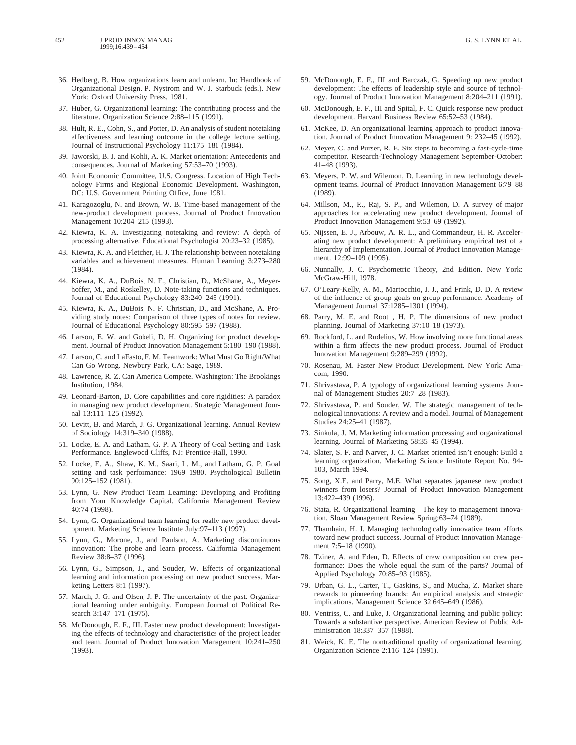36. Hedberg, B. How organizations learn and unlearn. In: Handbook of Organizational Design. P. Nystrom and W. J. Starbuck (eds.). New York: Oxford University Press, 1981.
37. Huber, G. Organizational learning: The contributing process and the literature. Organization Science 2:88–115 (1991).
38. Hult, R. E., Cohn, S., and Potter, D. An analysis of student notetaking effectiveness and learning outcome in the college lecture setting. Journal of Instructional Psychology 11:175–181 (1984).
39. Jaworski, B. J. and Kohli, A. K. Market orientation: Antecedents and consequences. Journal of Marketing 57:53–70 (1993).
40. Joint Economic Committee, U.S. Congress. Location of High Technology Firms and Regional Economic Development. Washington, DC: U.S. Government Printing Office, June 1981.
41. Karagozoglu, N. and Brown, W. B. Time-based management of the new-product development process. Journal of Product Innovation Management 10:204–215 (1993).
42. Kiewra, K. A. Investigating notetaking and review: A depth of processing alternative. Educational Psychologist 20:23–32 (1985).
43. Kiewra, K. A. and Fletcher, H. J. The relationship between notetaking variables and achievement measures. Human Learning 3:273–280 (1984).
44. Kiewra, K. A., DuBois, N. F., Christian, D., McShane, A., Meyerhoffer, M., and Roskelley, D. Note-taking functions and techniques. Journal of Educational Psychology 83:240–245 (1991).
45. Kiewra, K. A., DuBois, N. F. Christian, D., and McShane, A. Providing study notes: Comparison of three types of notes for review. Journal of Educational Psychology 80:595–597 (1988).
46. Larson, E. W. and Gobeli, D. H. Organizing for product development. Journal of Product Innovation Management 5:180–190 (1988).
47. Larson, C. and LaFasto, F. M. Teamwork: What Must Go Right/What Can Go Wrong. Newbury Park, CA: Sage, 1989.
48. Lawrence, R. Z. Can America Compete. Washington: The Brookings Institution, 1984.
49. Leonard-Barton, D. Core capabilities and core rigidities: A paradox in managing new product development. Strategic Management Journal 13:111–125 (1992).
50. Levitt, B. and March, J. G. Organizational learning. Annual Review of Sociology 14:319–340 (1988).
51. Locke, E. A. and Latham, G. P. A Theory of Goal Setting and Task Performance. Englewood Cliffs, NJ: Prentice-Hall, 1990.
52. Locke, E. A., Shaw, K. M., Saari, L. M., and Latham, G. P. Goal setting and task performance: 1969–1980. Psychological Bulletin 90:125–152 (1981).
53. Lynn, G. New Product Team Learning: Developing and Profiting from Your Knowledge Capital. California Management Review 40:74 (1998).
54. Lynn, G. Organizational team learning for really new product development. Marketing Science Institute July:97–113 (1997).
55. Lynn, G., Morone, J., and Paulson, A. Marketing discontinuous innovation: The probe and learn process. California Management Review 38:8–37 (1996).
56. Lynn, G., Simpson, J., and Souder, W. Effects of organizational learning and information processing on new product success. Marketing Letters 8:1 (1997).
57. March, J. G. and Olsen, J. P. The uncertainty of the past: Organizational learning under ambiguity. European Journal of Political Research 3:147–171 (1975).
58. McDonough, E. F., III. Faster new product development: Investigating the effects of technology and characteristics of the project leader and team. Journal of Product Innovation Management 10:241–250 (1993).
59. McDonough, E. F., III and Barczak, G. Speeding up new product development: The effects of leadership style and source of technology. Journal of Product Innovation Management 8:204–211 (1991).
60. McDonough, E. F., III and Spital, F. C. Quick response new product development. Harvard Business Review 65:52–53 (1984).
61. McKee, D. An organizational learning approach to product innovation. Journal of Product Innovation Management 9: 232–45 (1992).
62. Meyer, C. and Purser, R. E. Six steps to becoming a fast-cycle-time competitor. Research-Technology Management September-October: 41–48 (1993).
63. Meyers, P. W. and Wilemon, D. Learning in new technology development teams. Journal of Product Innovation Management 6:79–88 (1989).
64. Millson, M., R., Raj, S. P., and Wilemon, D. A survey of major approaches for accelerating new product development. Journal of Product Innovation Management 9:53–69 (1992).
65. Nijssen, E. J., Arbouw, A. R. L., and Commandeur, H. R. Accelerating new product development: A preliminary empirical test of a hierarchy of Implementation. Journal of Product Innovation Management. 12:99–109 (1995).
66. Nunnally, J. C. Psychometric Theory, 2nd Edition. New York: McGraw-Hill, 1978.
67. O'Leary-Kelly, A. M., Martocchio, J. J., and Frink, D. D. A review of the influence of group goals on group performance. Academy of Management Journal 37:1285–1301 (1994).
68. Parry, M. E. and Root , H. P. The dimensions of new product planning. Journal of Marketing 37:10–18 (1973).
69. Rockford, L. and Rudelius, W. How involving more functional areas within a firm affects the new product process. Journal of Product Innovation Management 9:289–299 (1992).
70. Rosenau, M. Faster New Product Development. New York: Amacom, 1990.
71. Shrivastava, P. A typology of organizational learning systems. Journal of Management Studies 20:7–28 (1983).
72. Shrivastava, P. and Souder, W. The strategic management of technological innovations: A review and a model. Journal of Management Studies 24:25–41 (1987).
73. Sinkula, J. M. Marketing information processing and organizational learning. Journal of Marketing 58:35–45 (1994).
74. Slater, S. F. and Narver, J. C. Market oriented isn't enough: Build a learning organization. Marketing Science Institute Report No. 94-103, March 1994.
75. Song, X.E. and Parry, M.E. What separates japanese new product winners from losers? Journal of Product Innovation Management 13:422–439 (1996).
76. Stata, R. Organizational learning—The key to management innovation. Sloan Management Review Spring:63–74 (1989).
77. Thamhain, H. J. Managing technologically innovative team efforts toward new product success. Journal of Product Innovation Management 7:5–18 (1990).
78. Tziner, A. and Eden, D. Effects of crew composition on crew performance: Does the whole equal the sum of the parts? Journal of Applied Psychology 70:85–93 (1985).
79. Urban, G. L., Carter, T., Gaskins, S., and Mucha, Z. Market share rewards to pioneering brands: An empirical analysis and strategic implications. Management Science 32:645–649 (1986).
80. Ventriss, C. and Luke, J. Organizational learning and public policy: Towards a substantive perspective. American Review of Public Administration 18:337–357 (1988).
81. Weick, K. E. The nontraditional quality of organizational learning. Organization Science 2:116–124 (1991).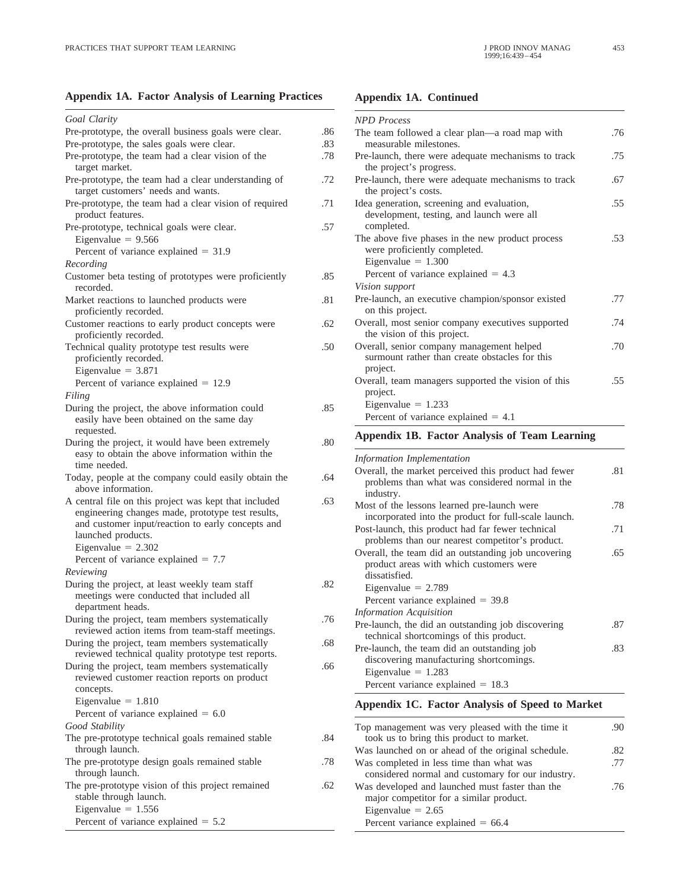## Appendix 1A. Factor Analysis of Learning Practices

| | |
|---|---|
| *Goal Clarity* | |
| Pre-prototype, the overall business goals were clear. | .86 |
| Pre-prototype, the sales goals were clear. | .83 |
| Pre-prototype, the team had a clear vision of the target market. | .78 |
| Pre-prototype, the team had a clear understanding of target customers' needs and wants. | .72 |
| Pre-prototype, the team had a clear vision of required product features. | .71 |
| Pre-prototype, technical goals were clear. | .57 |
| Eigenvalue = 9.566 | |
| Percent of variance explained = 31.9 | |
| *Recording* | |
| Customer beta testing of prototypes were proficiently recorded. | .85 |
| Market reactions to launched products were proficiently recorded. | .81 |
| Customer reactions to early product concepts were proficiently recorded. | .62 |
| Technical quality prototype test results were proficiently recorded. | .50 |
| Eigenvalue = 3.871 | |
| Percent of variance explained = 12.9 | |
| *Filing* | |
| During the project, the above information could easily have been obtained on the same day requested. | .85 |
| During the project, it would have been extremely easy to obtain the above information within the time needed. | .80 |
| Today, people at the company could easily obtain the above information. | .64 |
| A central file on this project was kept that included engineering changes made, prototype test results, and customer input/reaction to early concepts and launched products. | .63 |
| Eigenvalue = 2.302 | |
| Percent of variance explained = 7.7 | |
| *Reviewing* | |
| During the project, at least weekly team staff meetings were conducted that included all department heads. | .82 |
| During the project, team members systematically reviewed action items from team-staff meetings. | .76 |
| During the project, team members systematically reviewed technical quality prototype test reports. | .68 |
| During the project, team members systematically reviewed customer reaction reports on product concepts. | .66 |
| Eigenvalue = 1.810 | |
| Percent of variance explained = 6.0 | |
| *Good Stability* | |
| The pre-prototype technical goals remained stable through launch. | .84 |
| The pre-prototype design goals remained stable through launch. | .78 |
| The pre-prototype vision of this project remained stable through launch. | .62 |
| Eigenvalue = 1.556 | |
| Percent of variance explained = 5.2 | |

## Appendix 1A. Continued

| | |
|---|---|
| *NPD Process* | |
| The team followed a clear plan—a road map with measurable milestones. | .76 |
| Pre-launch, there were adequate mechanisms to track the project's progress. | .75 |
| Pre-launch, there were adequate mechanisms to track the project's costs. | .67 |
| Idea generation, screening and evaluation, development, testing, and launch were all completed. | .55 |
| The above five phases in the new product process were proficiently completed. | .53 |
| Eigenvalue = 1.300 | |
| Percent of variance explained = 4.3 | |
| *Vision support* | |
| Pre-launch, an executive champion/sponsor existed on this project. | .77 |
| Overall, most senior company executives supported the vision of this project. | .74 |
| Overall, senior company management helped surmount rather than create obstacles for this project. | .70 |
| Overall, team managers supported the vision of this project. | .55 |
| Eigenvalue = 1.233 | |
| Percent of variance explained = 4.1 | |

## Appendix 1B. Factor Analysis of Team Learning

| | |
|---|---|
| *Information Implementation* | |
| Overall, the market perceived this product had fewer problems than what was considered normal in the industry. | .81 |
| Most of the lessons learned pre-launch were incorporated into the product for full-scale launch. | .78 |
| Post-launch, this product had far fewer technical problems than our nearest competitor's product. | .71 |
| Overall, the team did an outstanding job uncovering product areas with which customers were dissatisfied. | .65 |
| Eigenvalue = 2.789 | |
| Percent variance explained = 39.8 | |
| *Information Acquisition* | |
| Pre-launch, the did an outstanding job discovering technical shortcomings of this product. | .87 |
| Pre-launch, the team did an outstanding job discovering manufacturing shortcomings. | .83 |
| Eigenvalue = 1.283 | |
| Percent variance explained = 18.3 | |

## Appendix 1C. Factor Analysis of Speed to Market

| | |
|---|---|
| Top management was very pleased with the time it took us to bring this product to market. | .90 |
| Was launched on or ahead of the original schedule. | .82 |
| Was completed in less time than what was considered normal and customary for our industry. | .77 |
| Was developed and launched must faster than the major competitor for a similar product. | .76 |
| Eigenvalue = 2.65 | |
| Percent variance explained = 66.4 | |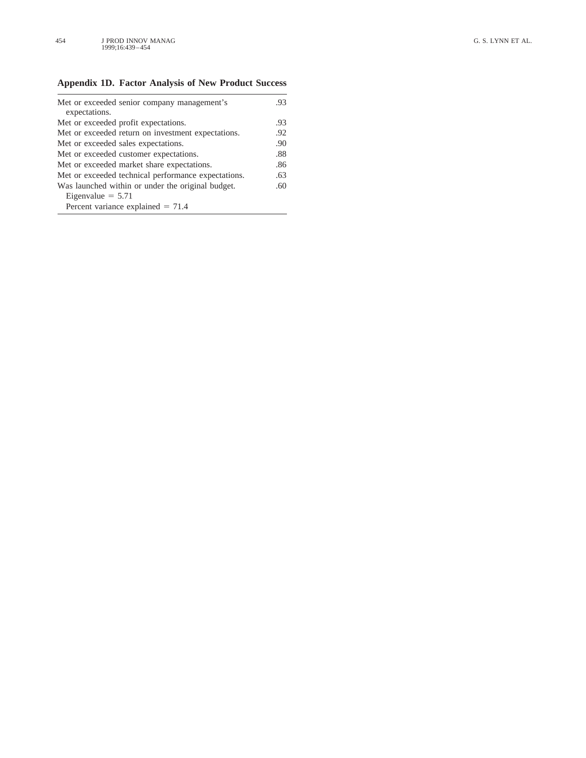### Appendix 1D. Factor Analysis of New Product Success

| | |
|---|---|
| Met or exceeded senior company management's expectations. | .93 |
| Met or exceeded profit expectations. | .93 |
| Met or exceeded return on investment expectations. | .92 |
| Met or exceeded sales expectations. | .90 |
| Met or exceeded customer expectations. | .88 |
| Met or exceeded market share expectations. | .86 |
| Met or exceeded technical performance expectations. | .63 |
| Was launched within or under the original budget. | .60 |
| Eigenvalue = 5.71 | |
| Percent variance explained = 71.4 | |